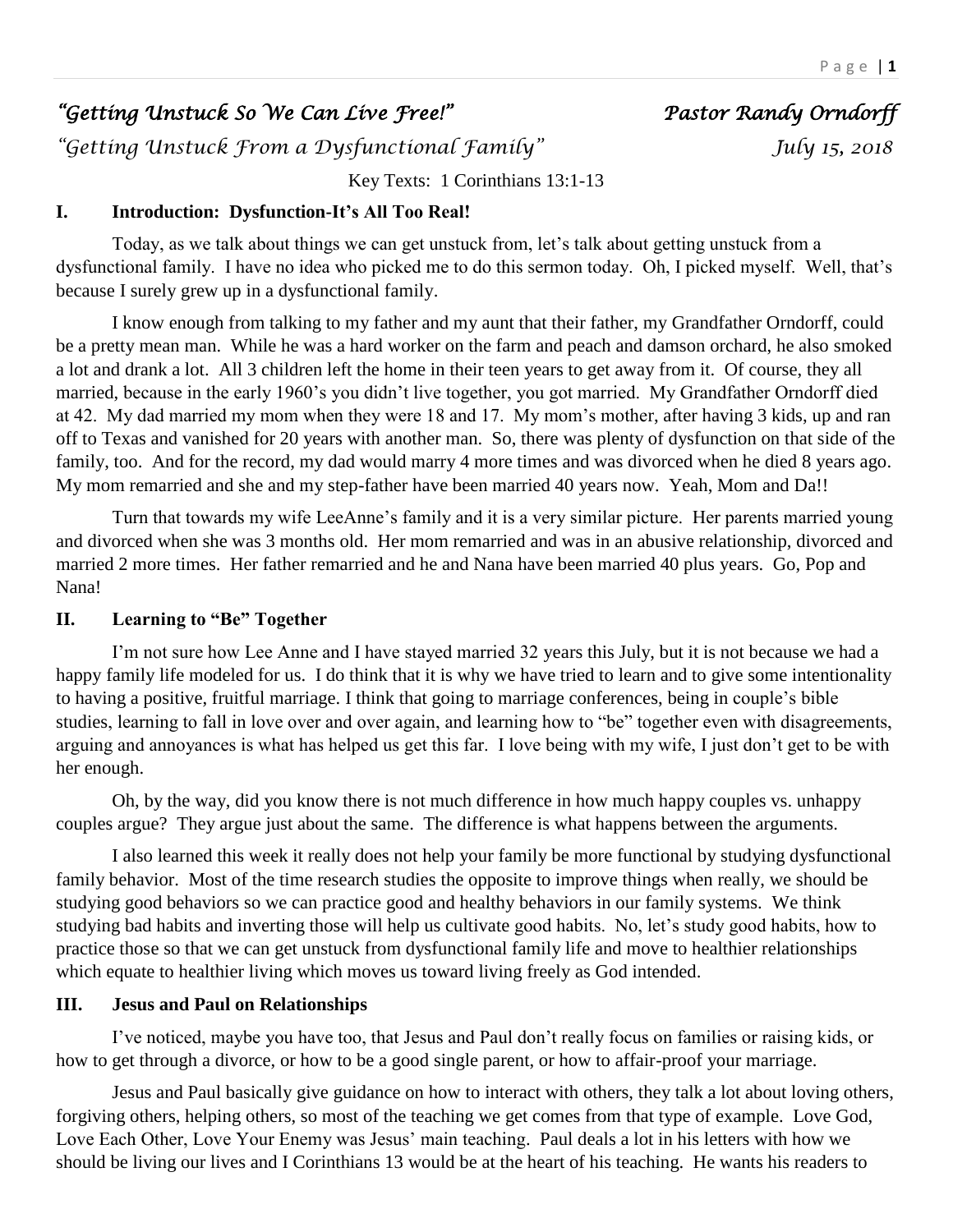*"Getting Unstuck So We Can Live Free!"* *Pastor Randy Orndorff*

*"Getting Unstuck From a Dysfunctional Family"* *July 15, 2018*

Key Texts: 1 Corinthians 13:1-13

## I. Introduction: Dysfunction-It's All Too Real!

Today, as we talk about things we can get unstuck from, let's talk about getting unstuck from a dysfunctional family. I have no idea who picked me to do this sermon today. Oh, I picked myself. Well, that's because I surely grew up in a dysfunctional family.

I know enough from talking to my father and my aunt that their father, my Grandfather Orndorff, could be a pretty mean man. While he was a hard worker on the farm and peach and damson orchard, he also smoked a lot and drank a lot. All 3 children left the home in their teen years to get away from it. Of course, they all married, because in the early 1960's you didn't live together, you got married. My Grandfather Orndorff died at 42. My dad married my mom when they were 18 and 17. My mom's mother, after having 3 kids, up and ran off to Texas and vanished for 20 years with another man. So, there was plenty of dysfunction on that side of the family, too. And for the record, my dad would marry 4 more times and was divorced when he died 8 years ago. My mom remarried and she and my step-father have been married 40 years now. Yeah, Mom and Da!!

Turn that towards my wife LeeAnne's family and it is a very similar picture. Her parents married young and divorced when she was 3 months old. Her mom remarried and was in an abusive relationship, divorced and married 2 more times. Her father remarried and he and Nana have been married 40 plus years. Go, Pop and Nana!

## II. Learning to "Be" Together

I'm not sure how Lee Anne and I have stayed married 32 years this July, but it is not because we had a happy family life modeled for us. I do think that it is why we have tried to learn and to give some intentionality to having a positive, fruitful marriage. I think that going to marriage conferences, being in couple's bible studies, learning to fall in love over and over again, and learning how to "be" together even with disagreements, arguing and annoyances is what has helped us get this far. I love being with my wife, I just don't get to be with her enough.

Oh, by the way, did you know there is not much difference in how much happy couples vs. unhappy couples argue? They argue just about the same. The difference is what happens between the arguments.

I also learned this week it really does not help your family be more functional by studying dysfunctional family behavior. Most of the time research studies the opposite to improve things when really, we should be studying good behaviors so we can practice good and healthy behaviors in our family systems. We think studying bad habits and inverting those will help us cultivate good habits. No, let's study good habits, how to practice those so that we can get unstuck from dysfunctional family life and move to healthier relationships which equate to healthier living which moves us toward living freely as God intended.

## III. Jesus and Paul on Relationships

I've noticed, maybe you have too, that Jesus and Paul don't really focus on families or raising kids, or how to get through a divorce, or how to be a good single parent, or how to affair-proof your marriage.

Jesus and Paul basically give guidance on how to interact with others, they talk a lot about loving others, forgiving others, helping others, so most of the teaching we get comes from that type of example. Love God, Love Each Other, Love Your Enemy was Jesus' main teaching. Paul deals a lot in his letters with how we should be living our lives and I Corinthians 13 would be at the heart of his teaching. He wants his readers to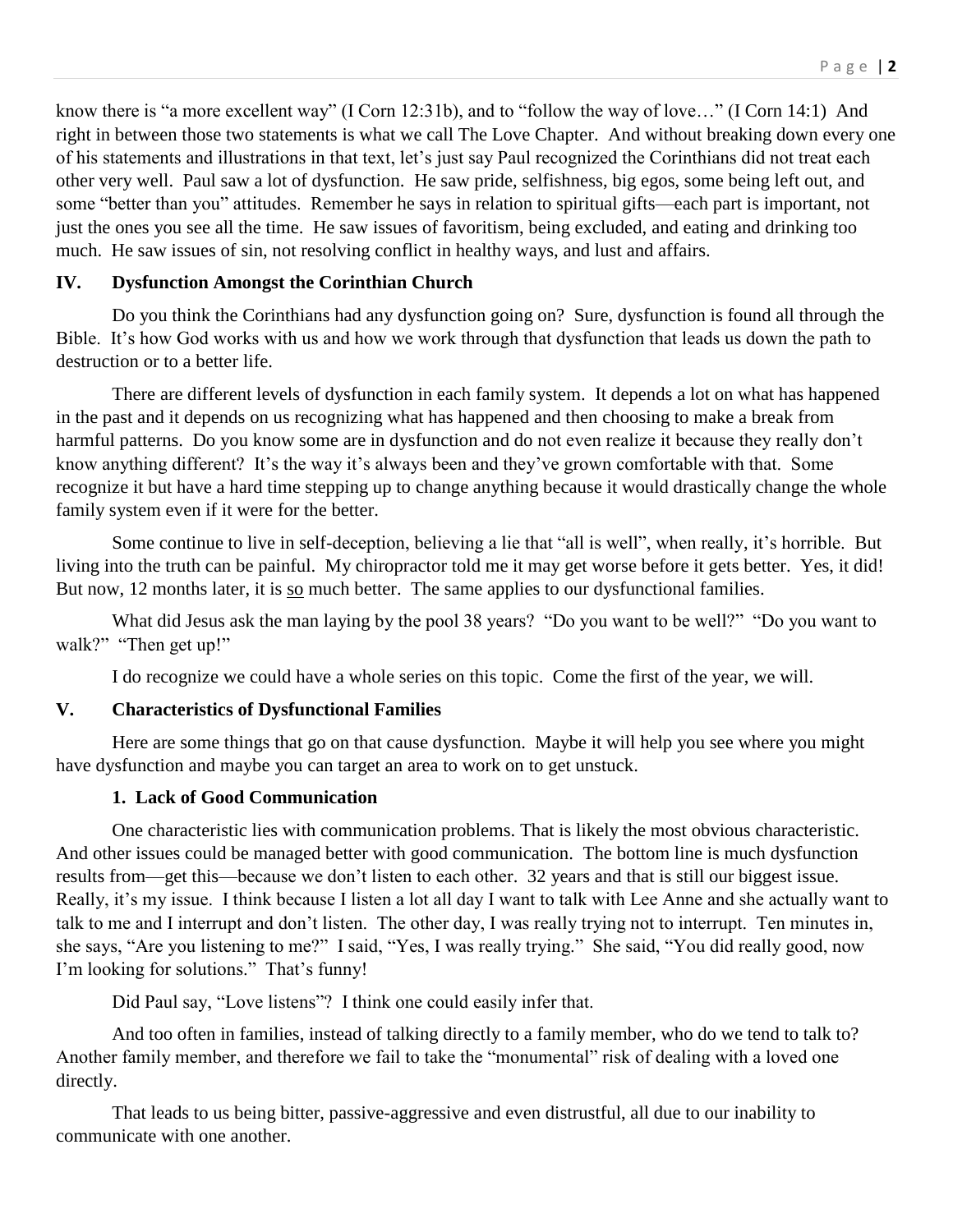know there is "a more excellent way" (I Corn 12:31b), and to "follow the way of love…" (I Corn 14:1) And right in between those two statements is what we call The Love Chapter. And without breaking down every one of his statements and illustrations in that text, let's just say Paul recognized the Corinthians did not treat each other very well. Paul saw a lot of dysfunction. He saw pride, selfishness, big egos, some being left out, and some "better than you" attitudes. Remember he says in relation to spiritual gifts—each part is important, not just the ones you see all the time. He saw issues of favoritism, being excluded, and eating and drinking too much. He saw issues of sin, not resolving conflict in healthy ways, and lust and affairs.

## IV. Dysfunction Amongst the Corinthian Church

Do you think the Corinthians had any dysfunction going on? Sure, dysfunction is found all through the Bible. It's how God works with us and how we work through that dysfunction that leads us down the path to destruction or to a better life.

There are different levels of dysfunction in each family system. It depends a lot on what has happened in the past and it depends on us recognizing what has happened and then choosing to make a break from harmful patterns. Do you know some are in dysfunction and do not even realize it because they really don't know anything different? It's the way it's always been and they've grown comfortable with that. Some recognize it but have a hard time stepping up to change anything because it would drastically change the whole family system even if it were for the better.

Some continue to live in self-deception, believing a lie that "all is well", when really, it's horrible. But living into the truth can be painful. My chiropractor told me it may get worse before it gets better. Yes, it did! But now, 12 months later, it is <u>so</u> much better. The same applies to our dysfunctional families.

What did Jesus ask the man laying by the pool 38 years? "Do you want to be well?" "Do you want to walk?" "Then get up!"

I do recognize we could have a whole series on this topic. Come the first of the year, we will.

## V. Characteristics of Dysfunctional Families

Here are some things that go on that cause dysfunction. Maybe it will help you see where you might have dysfunction and maybe you can target an area to work on to get unstuck.

### 1. Lack of Good Communication

One characteristic lies with communication problems. That is likely the most obvious characteristic. And other issues could be managed better with good communication. The bottom line is much dysfunction results from—get this—because we don't listen to each other. 32 years and that is still our biggest issue. Really, it's my issue. I think because I listen a lot all day I want to talk with Lee Anne and she actually want to talk to me and I interrupt and don't listen. The other day, I was really trying not to interrupt. Ten minutes in, she says, "Are you listening to me?" I said, "Yes, I was really trying." She said, "You did really good, now I'm looking for solutions." That's funny!

Did Paul say, "Love listens"? I think one could easily infer that.

And too often in families, instead of talking directly to a family member, who do we tend to talk to? Another family member, and therefore we fail to take the "monumental" risk of dealing with a loved one directly.

That leads to us being bitter, passive-aggressive and even distrustful, all due to our inability to communicate with one another.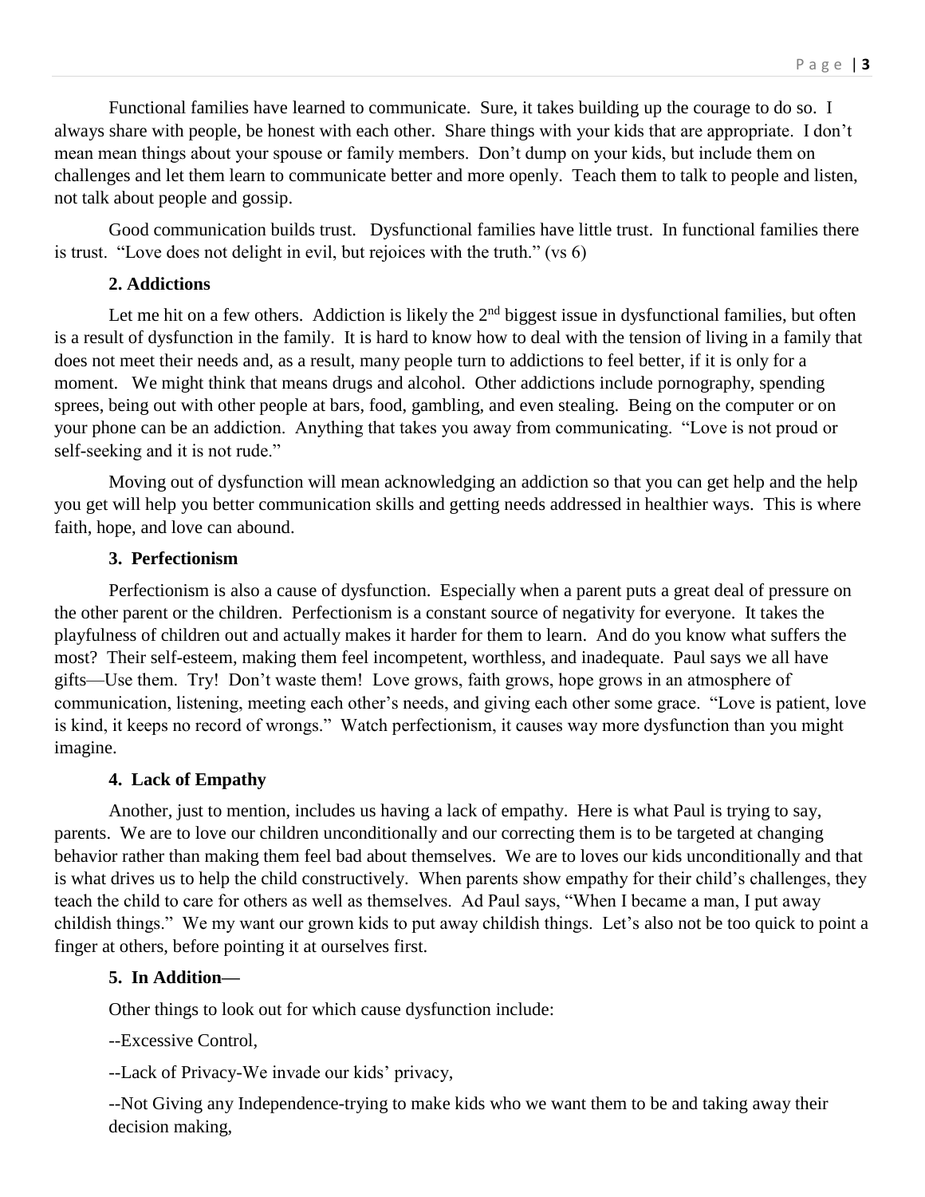Functional families have learned to communicate. Sure, it takes building up the courage to do so. I always share with people, be honest with each other. Share things with your kids that are appropriate. I don't mean mean things about your spouse or family members. Don't dump on your kids, but include them on challenges and let them learn to communicate better and more openly. Teach them to talk to people and listen, not talk about people and gossip.

Good communication builds trust. Dysfunctional families have little trust. In functional families there is trust. "Love does not delight in evil, but rejoices with the truth." (vs 6)

**2. Addictions**

Let me hit on a few others. Addiction is likely the 2nd biggest issue in dysfunctional families, but often is a result of dysfunction in the family. It is hard to know how to deal with the tension of living in a family that does not meet their needs and, as a result, many people turn to addictions to feel better, if it is only for a moment. We might think that means drugs and alcohol. Other addictions include pornography, spending sprees, being out with other people at bars, food, gambling, and even stealing. Being on the computer or on your phone can be an addiction. Anything that takes you away from communicating. "Love is not proud or self-seeking and it is not rude."

Moving out of dysfunction will mean acknowledging an addiction so that you can get help and the help you get will help you better communication skills and getting needs addressed in healthier ways. This is where faith, hope, and love can abound.

**3. Perfectionism**

Perfectionism is also a cause of dysfunction. Especially when a parent puts a great deal of pressure on the other parent or the children. Perfectionism is a constant source of negativity for everyone. It takes the playfulness of children out and actually makes it harder for them to learn. And do you know what suffers the most? Their self-esteem, making them feel incompetent, worthless, and inadequate. Paul says we all have gifts—Use them. Try! Don't waste them! Love grows, faith grows, hope grows in an atmosphere of communication, listening, meeting each other's needs, and giving each other some grace. "Love is patient, love is kind, it keeps no record of wrongs." Watch perfectionism, it causes way more dysfunction than you might imagine.

**4. Lack of Empathy**

Another, just to mention, includes us having a lack of empathy. Here is what Paul is trying to say, parents. We are to love our children unconditionally and our correcting them is to be targeted at changing behavior rather than making them feel bad about themselves. We are to loves our kids unconditionally and that is what drives us to help the child constructively. When parents show empathy for their child's challenges, they teach the child to care for others as well as themselves. Ad Paul says, "When I became a man, I put away childish things." We my want our grown kids to put away childish things. Let's also not be too quick to point a finger at others, before pointing it at ourselves first.

**5. In Addition—**

Other things to look out for which cause dysfunction include:

--Excessive Control,

--Lack of Privacy-We invade our kids' privacy,

--Not Giving any Independence-trying to make kids who we want them to be and taking away their decision making,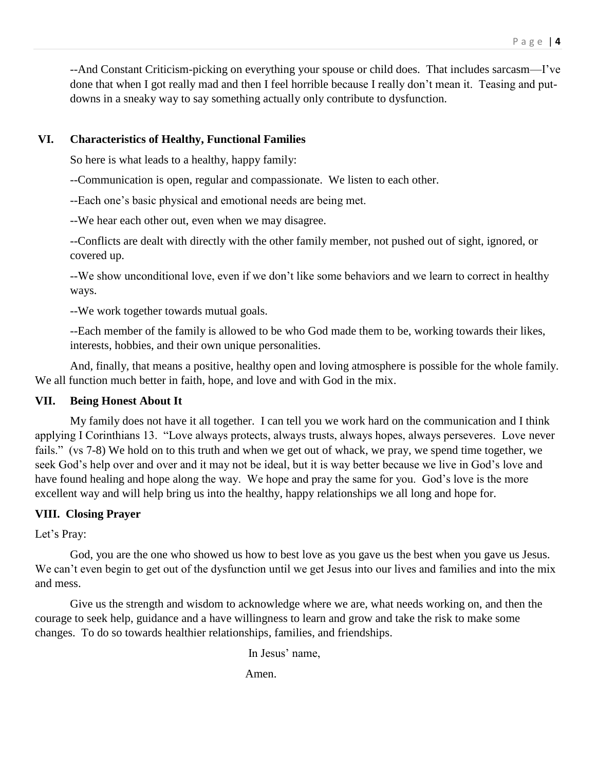--And Constant Criticism-picking on everything your spouse or child does. That includes sarcasm—I've done that when I got really mad and then I feel horrible because I really don't mean it. Teasing and put-downs in a sneaky way to say something actually only contribute to dysfunction.

## VI. Characteristics of Healthy, Functional Families

So here is what leads to a healthy, happy family:

--Communication is open, regular and compassionate. We listen to each other.

--Each one's basic physical and emotional needs are being met.

--We hear each other out, even when we may disagree.

--Conflicts are dealt with directly with the other family member, not pushed out of sight, ignored, or covered up.

--We show unconditional love, even if we don't like some behaviors and we learn to correct in healthy ways.

--We work together towards mutual goals.

--Each member of the family is allowed to be who God made them to be, working towards their likes, interests, hobbies, and their own unique personalities.

And, finally, that means a positive, healthy open and loving atmosphere is possible for the whole family. We all function much better in faith, hope, and love and with God in the mix.

## VII. Being Honest About It

My family does not have it all together. I can tell you we work hard on the communication and I think applying I Corinthians 13. "Love always protects, always trusts, always hopes, always perseveres. Love never fails." (vs 7-8) We hold on to this truth and when we get out of whack, we pray, we spend time together, we seek God's help over and over and it may not be ideal, but it is way better because we live in God's love and have found healing and hope along the way. We hope and pray the same for you. God's love is the more excellent way and will help bring us into the healthy, happy relationships we all long and hope for.

## VIII. Closing Prayer

Let's Pray:

God, you are the one who showed us how to best love as you gave us the best when you gave us Jesus. We can't even begin to get out of the dysfunction until we get Jesus into our lives and families and into the mix and mess.

Give us the strength and wisdom to acknowledge where we are, what needs working on, and then the courage to seek help, guidance and a have willingness to learn and grow and take the risk to make some changes. To do so towards healthier relationships, families, and friendships.

In Jesus' name,

Amen.